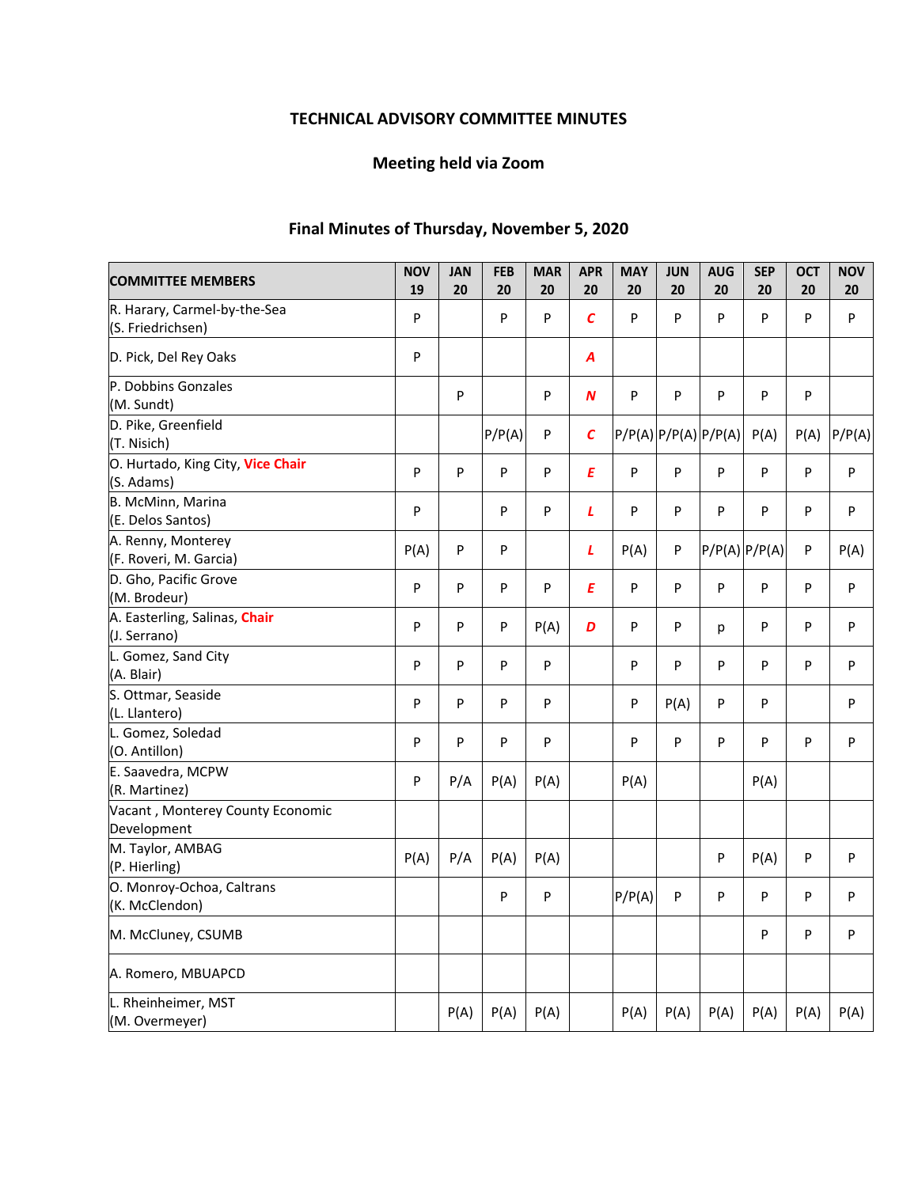**TECHNICAL ADVISORY COMMITTEE MINUTES**

**Meeting held via Zoom**

**Final Minutes of Thursday, November 5, 2020**

| COMMITTEE MEMBERS | NOV 19 | JAN 20 | FEB 20 | MAR 20 | APR 20 | MAY 20 | JUN 20 | AUG 20 | SEP 20 | OCT 20 | NOV 20 |
|---|---|---|---|---|---|---|---|---|---|---|---|
| R. Harary, Carmel-by-the-Sea (S. Friedrichsen) | P | | P | P | *C* | P | P | P | P | P | P |
| D. Pick, Del Rey Oaks | P | | | | *A* | | | | | | |
| P. Dobbins Gonzales (M. Sundt) | | P | | P | *N* | P | P | P | P | P | |
| D. Pike, Greenfield (T. Nisich) | | | P/P(A) | P | *C* | P/P(A) | P/P(A) | P/P(A) | P(A) | P(A) | P/P(A) |
| O. Hurtado, King City, **Vice Chair** (S. Adams) | P | P | P | P | *E* | P | P | P | P | P | P |
| B. McMinn, Marina (E. Delos Santos) | P | | P | P | *L* | P | P | P | P | P | P |
| A. Renny, Monterey (F. Roveri, M. Garcia) | P(A) | P | P | | *L* | P(A) | P | P/P(A) | P/P(A) | P | P(A) |
| D. Gho, Pacific Grove (M. Brodeur) | P | P | P | P | *E* | P | P | P | P | P | P |
| A. Easterling, Salinas, **Chair** (J. Serrano) | P | P | P | P(A) | *D* | P | P | p | P | P | P |
| L. Gomez, Sand City (A. Blair) | P | P | P | P | | P | P | P | P | P | P |
| S. Ottmar, Seaside (L. Llantero) | P | P | P | P | | P | P(A) | P | P | | P |
| L. Gomez, Soledad (O. Antillon) | P | P | P | P | | P | P | P | P | P | P |
| E. Saavedra, MCPW (R. Martinez) | P | P/A | P(A) | P(A) | | P(A) | | | P(A) | | |
| Vacant , Monterey County Economic Development | | | | | | | | | | | |
| M. Taylor, AMBAG (P. Hierling) | P(A) | P/A | P(A) | P(A) | | | | P | P(A) | P | P |
| O. Monroy-Ochoa, Caltrans (K. McClendon) | | | P | P | | P/P(A) | P | P | P | P | P |
| M. McCluney, CSUMB | | | | | | | | | P | P | P |
| A. Romero, MBUAPCD | | | | | | | | | | | |
| L. Rheinheimer, MST (M. Overmeyer) | | P(A) | P(A) | P(A) | | P(A) | P(A) | P(A) | P(A) | P(A) | P(A) |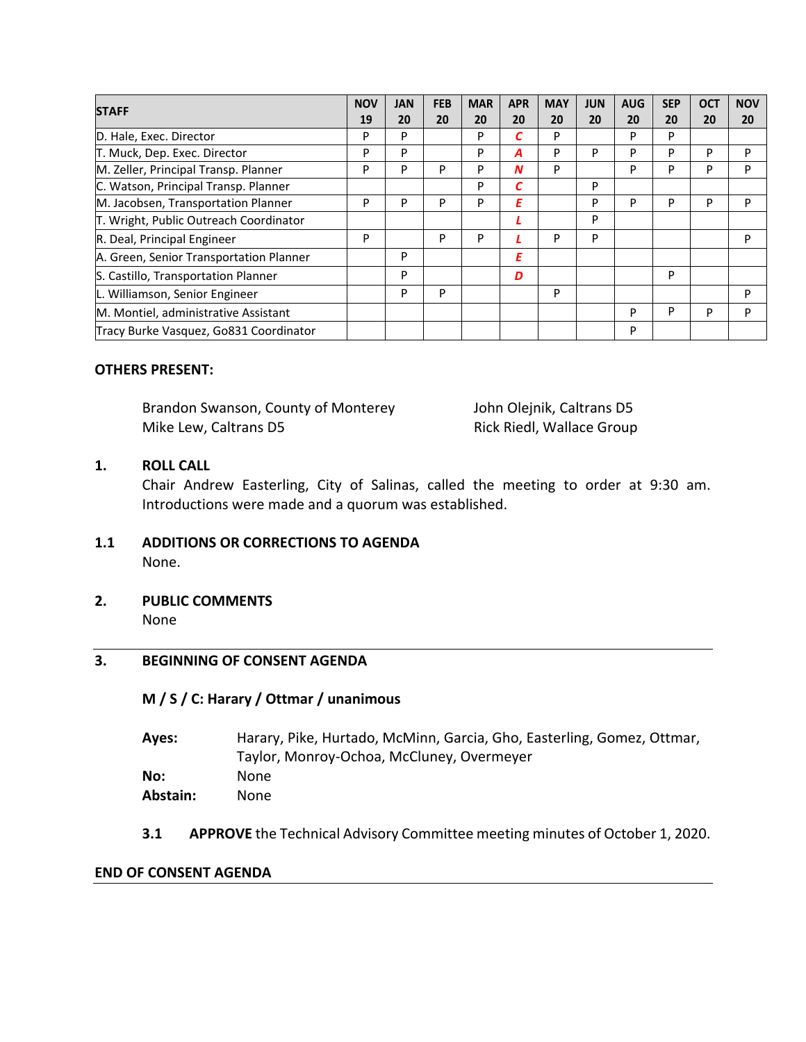| STAFF | NOV 19 | JAN 20 | FEB 20 | MAR 20 | APR 20 | MAY 20 | JUN 20 | AUG 20 | SEP 20 | OCT 20 | NOV 20 |
|---|---|---|---|---|---|---|---|---|---|---|---|
| D. Hale, Exec. Director | P | P | | P | *C* | P | | P | P | | |
| T. Muck, Dep. Exec. Director | P | P | | P | *A* | P | P | P | P | P | P |
| M. Zeller, Principal Transp. Planner | P | P | P | P | *N* | P | | P | P | P | P |
| C. Watson, Principal Transp. Planner | | | | P | *C* | | P | | | | |
| M. Jacobsen, Transportation Planner | P | P | P | P | *E* | | P | P | P | P | P |
| T. Wright, Public Outreach Coordinator | | | | | *L* | | P | | | | |
| R. Deal, Principal Engineer | P | | P | P | *L* | P | P | | | | P |
| A. Green, Senior Transportation Planner | | P | | | *E* | | | | | | |
| S. Castillo, Transportation Planner | | P | | | *D* | | | | P | | |
| L. Williamson, Senior Engineer | | P | P | | | P | | | | | P |
| M. Montiel, administrative Assistant | | | | | | | | P | P | P | P |
| Tracy Burke Vasquez, Go831 Coordinator | | | | | | | | P | | | |

**OTHERS PRESENT:**

Brandon Swanson, County of Monterey
Mike Lew, Caltrans D5
John Olejnik, Caltrans D5
Rick Riedl, Wallace Group

**1. ROLL CALL**

Chair Andrew Easterling, City of Salinas, called the meeting to order at 9:30 am. Introductions were made and a quorum was established.

**1.1 ADDITIONS OR CORRECTIONS TO AGENDA**

None.

**2. PUBLIC COMMENTS**

None

---

**3. BEGINNING OF CONSENT AGENDA**

**M / S / C: Harary / Ottmar / unanimous**

**Ayes:** Harary, Pike, Hurtado, McMinn, Garcia, Gho, Easterling, Gomez, Ottmar, Taylor, Monroy-Ochoa, McCluney, Overmeyer
**No:** None
**Abstain:** None

**3.1 APPROVE** the Technical Advisory Committee meeting minutes of October 1, 2020.

**END OF CONSENT AGENDA**

---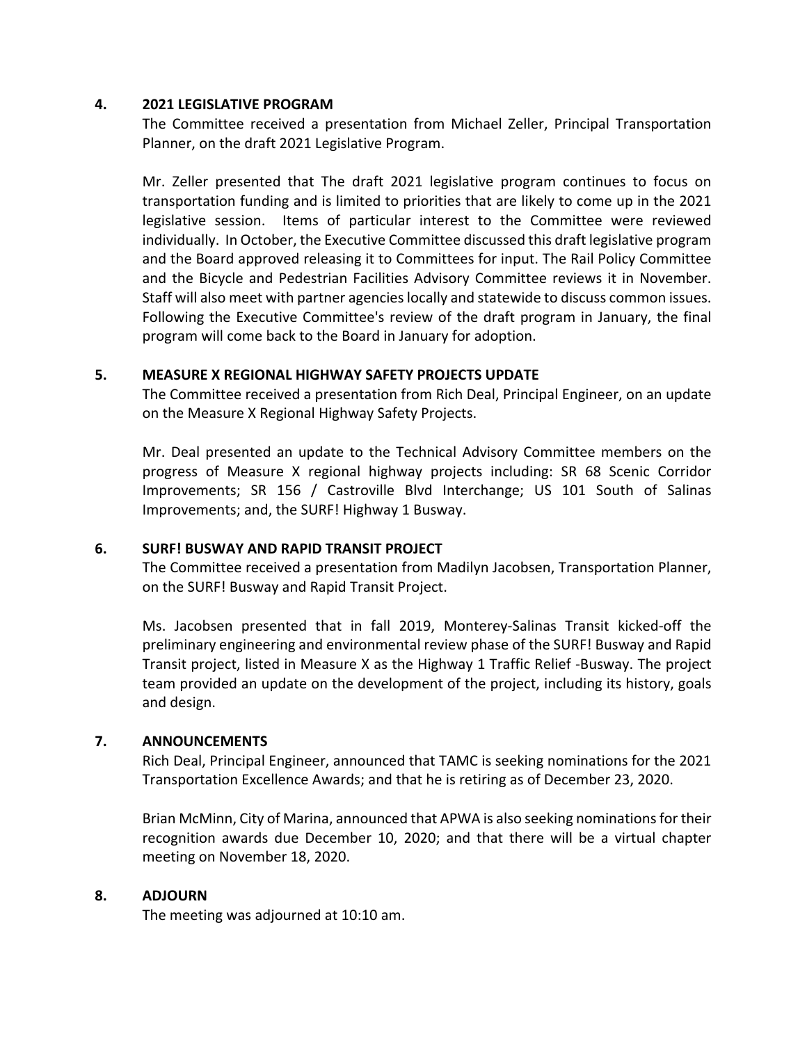## 4. 2021 LEGISLATIVE PROGRAM

The Committee received a presentation from Michael Zeller, Principal Transportation Planner, on the draft 2021 Legislative Program.

Mr. Zeller presented that The draft 2021 legislative program continues to focus on transportation funding and is limited to priorities that are likely to come up in the 2021 legislative session. Items of particular interest to the Committee were reviewed individually. In October, the Executive Committee discussed this draft legislative program and the Board approved releasing it to Committees for input. The Rail Policy Committee and the Bicycle and Pedestrian Facilities Advisory Committee reviews it in November. Staff will also meet with partner agencies locally and statewide to discuss common issues. Following the Executive Committee's review of the draft program in January, the final program will come back to the Board in January for adoption.

## 5. MEASURE X REGIONAL HIGHWAY SAFETY PROJECTS UPDATE

The Committee received a presentation from Rich Deal, Principal Engineer, on an update on the Measure X Regional Highway Safety Projects.

Mr. Deal presented an update to the Technical Advisory Committee members on the progress of Measure X regional highway projects including: SR 68 Scenic Corridor Improvements; SR 156 / Castroville Blvd Interchange; US 101 South of Salinas Improvements; and, the SURF! Highway 1 Busway.

## 6. SURF! BUSWAY AND RAPID TRANSIT PROJECT

The Committee received a presentation from Madilyn Jacobsen, Transportation Planner, on the SURF! Busway and Rapid Transit Project.

Ms. Jacobsen presented that in fall 2019, Monterey-Salinas Transit kicked-off the preliminary engineering and environmental review phase of the SURF! Busway and Rapid Transit project, listed in Measure X as the Highway 1 Traffic Relief -Busway. The project team provided an update on the development of the project, including its history, goals and design.

## 7. ANNOUNCEMENTS

Rich Deal, Principal Engineer, announced that TAMC is seeking nominations for the 2021 Transportation Excellence Awards; and that he is retiring as of December 23, 2020.

Brian McMinn, City of Marina, announced that APWA is also seeking nominations for their recognition awards due December 10, 2020; and that there will be a virtual chapter meeting on November 18, 2020.

## 8. ADJOURN

The meeting was adjourned at 10:10 am.